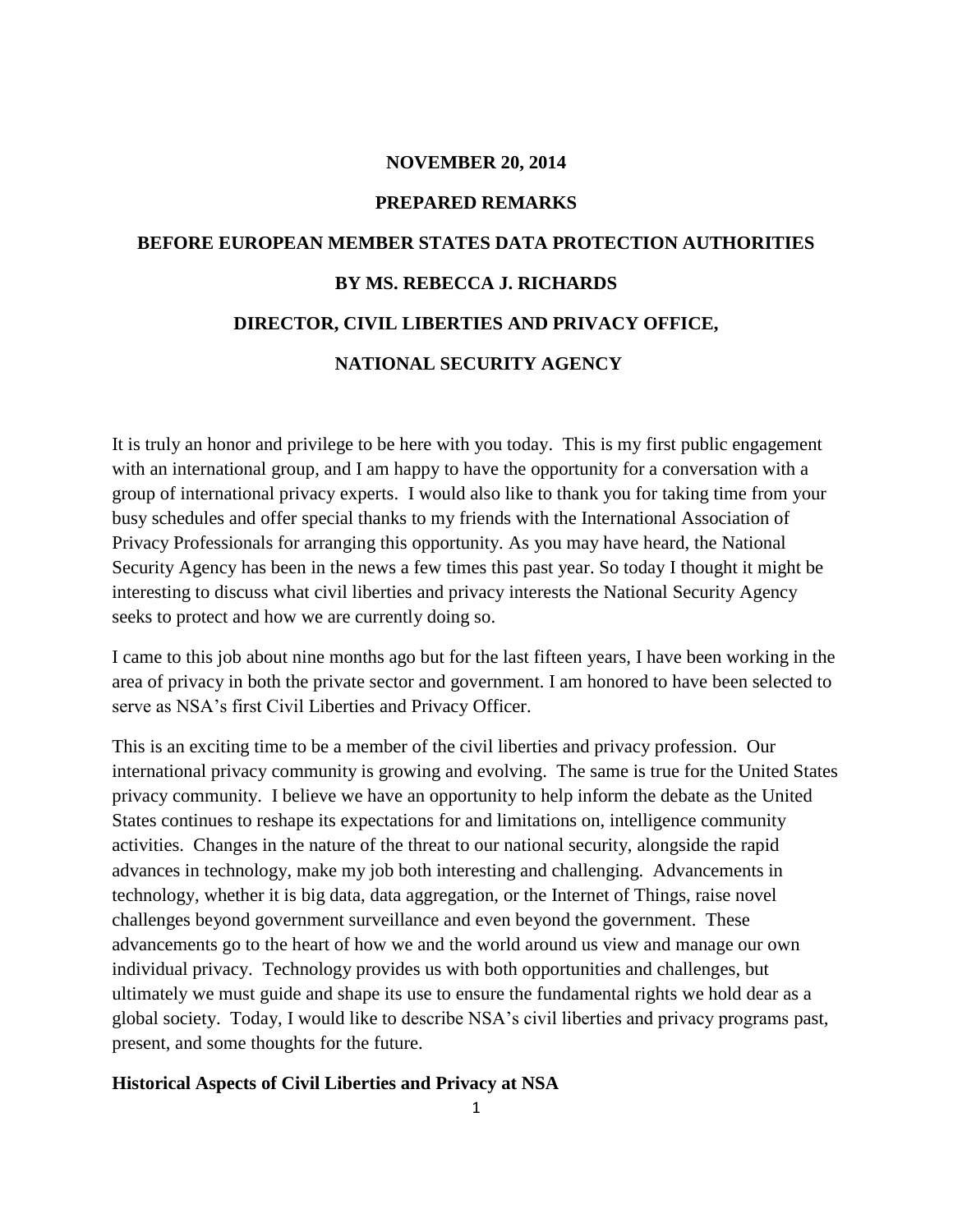**NOVEMBER 20, 2014**

**PREPARED REMARKS**

**BEFORE EUROPEAN MEMBER STATES DATA PROTECTION AUTHORITIES**

**BY MS. REBECCA J. RICHARDS**

**DIRECTOR, CIVIL LIBERTIES AND PRIVACY OFFICE,**

**NATIONAL SECURITY AGENCY**

It is truly an honor and privilege to be here with you today. This is my first public engagement with an international group, and I am happy to have the opportunity for a conversation with a group of international privacy experts. I would also like to thank you for taking time from your busy schedules and offer special thanks to my friends with the International Association of Privacy Professionals for arranging this opportunity. As you may have heard, the National Security Agency has been in the news a few times this past year. So today I thought it might be interesting to discuss what civil liberties and privacy interests the National Security Agency seeks to protect and how we are currently doing so.

I came to this job about nine months ago but for the last fifteen years, I have been working in the area of privacy in both the private sector and government. I am honored to have been selected to serve as NSA's first Civil Liberties and Privacy Officer.

This is an exciting time to be a member of the civil liberties and privacy profession. Our international privacy community is growing and evolving. The same is true for the United States privacy community. I believe we have an opportunity to help inform the debate as the United States continues to reshape its expectations for and limitations on, intelligence community activities. Changes in the nature of the threat to our national security, alongside the rapid advances in technology, make my job both interesting and challenging. Advancements in technology, whether it is big data, data aggregation, or the Internet of Things, raise novel challenges beyond government surveillance and even beyond the government. These advancements go to the heart of how we and the world around us view and manage our own individual privacy. Technology provides us with both opportunities and challenges, but ultimately we must guide and shape its use to ensure the fundamental rights we hold dear as a global society. Today, I would like to describe NSA's civil liberties and privacy programs past, present, and some thoughts for the future.

**Historical Aspects of Civil Liberties and Privacy at NSA**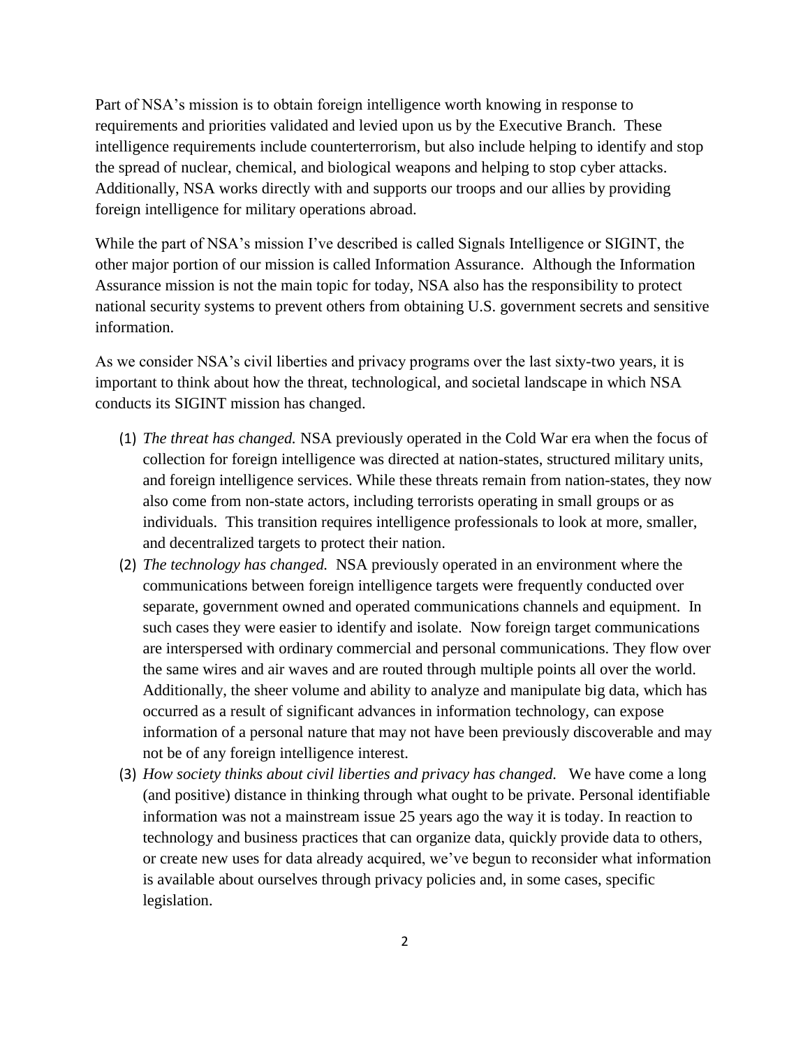Part of NSA's mission is to obtain foreign intelligence worth knowing in response to requirements and priorities validated and levied upon us by the Executive Branch. These intelligence requirements include counterterrorism, but also include helping to identify and stop the spread of nuclear, chemical, and biological weapons and helping to stop cyber attacks. Additionally, NSA works directly with and supports our troops and our allies by providing foreign intelligence for military operations abroad.

While the part of NSA's mission I've described is called Signals Intelligence or SIGINT, the other major portion of our mission is called Information Assurance. Although the Information Assurance mission is not the main topic for today, NSA also has the responsibility to protect national security systems to prevent others from obtaining U.S. government secrets and sensitive information.

As we consider NSA's civil liberties and privacy programs over the last sixty-two years, it is important to think about how the threat, technological, and societal landscape in which NSA conducts its SIGINT mission has changed.

(1) *The threat has changed.* NSA previously operated in the Cold War era when the focus of collection for foreign intelligence was directed at nation-states, structured military units, and foreign intelligence services. While these threats remain from nation-states, they now also come from non-state actors, including terrorists operating in small groups or as individuals. This transition requires intelligence professionals to look at more, smaller, and decentralized targets to protect their nation.

(2) *The technology has changed.* NSA previously operated in an environment where the communications between foreign intelligence targets were frequently conducted over separate, government owned and operated communications channels and equipment. In such cases they were easier to identify and isolate. Now foreign target communications are interspersed with ordinary commercial and personal communications. They flow over the same wires and air waves and are routed through multiple points all over the world. Additionally, the sheer volume and ability to analyze and manipulate big data, which has occurred as a result of significant advances in information technology, can expose information of a personal nature that may not have been previously discoverable and may not be of any foreign intelligence interest.

(3) *How society thinks about civil liberties and privacy has changed.* We have come a long (and positive) distance in thinking through what ought to be private. Personal identifiable information was not a mainstream issue 25 years ago the way it is today. In reaction to technology and business practices that can organize data, quickly provide data to others, or create new uses for data already acquired, we've begun to reconsider what information is available about ourselves through privacy policies and, in some cases, specific legislation.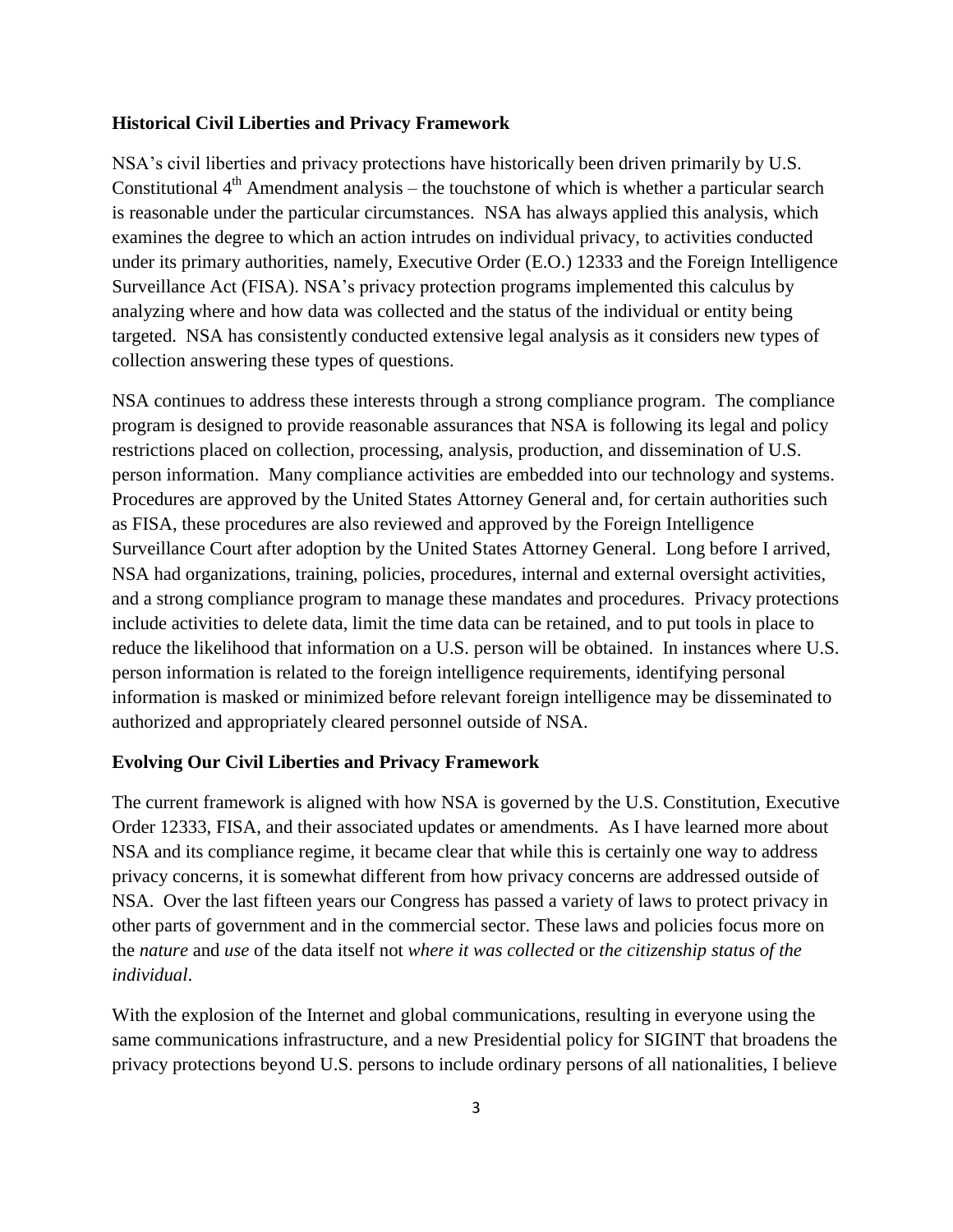**Historical Civil Liberties and Privacy Framework**

NSA's civil liberties and privacy protections have historically been driven primarily by U.S. Constitutional 4th Amendment analysis – the touchstone of which is whether a particular search is reasonable under the particular circumstances. NSA has always applied this analysis, which examines the degree to which an action intrudes on individual privacy, to activities conducted under its primary authorities, namely, Executive Order (E.O.) 12333 and the Foreign Intelligence Surveillance Act (FISA). NSA's privacy protection programs implemented this calculus by analyzing where and how data was collected and the status of the individual or entity being targeted. NSA has consistently conducted extensive legal analysis as it considers new types of collection answering these types of questions.

NSA continues to address these interests through a strong compliance program. The compliance program is designed to provide reasonable assurances that NSA is following its legal and policy restrictions placed on collection, processing, analysis, production, and dissemination of U.S. person information. Many compliance activities are embedded into our technology and systems. Procedures are approved by the United States Attorney General and, for certain authorities such as FISA, these procedures are also reviewed and approved by the Foreign Intelligence Surveillance Court after adoption by the United States Attorney General. Long before I arrived, NSA had organizations, training, policies, procedures, internal and external oversight activities, and a strong compliance program to manage these mandates and procedures. Privacy protections include activities to delete data, limit the time data can be retained, and to put tools in place to reduce the likelihood that information on a U.S. person will be obtained. In instances where U.S. person information is related to the foreign intelligence requirements, identifying personal information is masked or minimized before relevant foreign intelligence may be disseminated to authorized and appropriately cleared personnel outside of NSA.

**Evolving Our Civil Liberties and Privacy Framework**

The current framework is aligned with how NSA is governed by the U.S. Constitution, Executive Order 12333, FISA, and their associated updates or amendments. As I have learned more about NSA and its compliance regime, it became clear that while this is certainly one way to address privacy concerns, it is somewhat different from how privacy concerns are addressed outside of NSA. Over the last fifteen years our Congress has passed a variety of laws to protect privacy in other parts of government and in the commercial sector. These laws and policies focus more on the *nature* and *use* of the data itself not *where it was collected* or *the citizenship status of the individual*.

With the explosion of the Internet and global communications, resulting in everyone using the same communications infrastructure, and a new Presidential policy for SIGINT that broadens the privacy protections beyond U.S. persons to include ordinary persons of all nationalities, I believe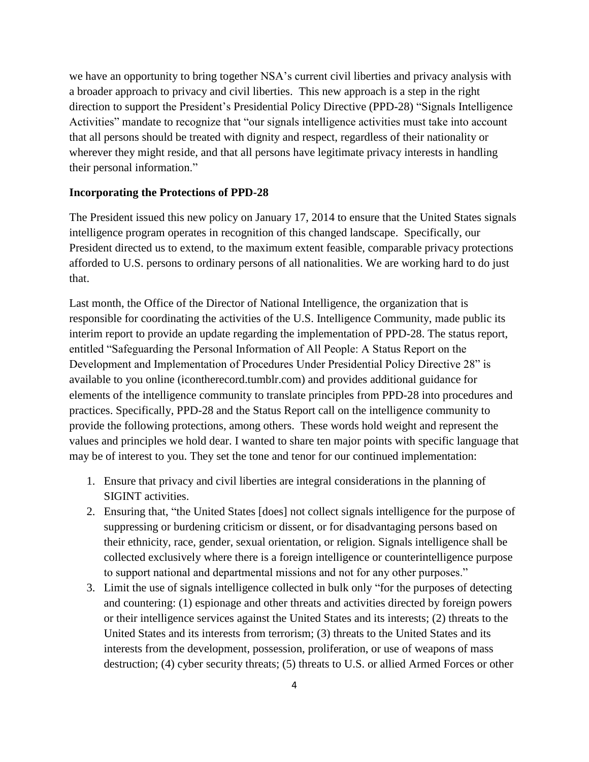we have an opportunity to bring together NSA's current civil liberties and privacy analysis with a broader approach to privacy and civil liberties. This new approach is a step in the right direction to support the President's Presidential Policy Directive (PPD-28) "Signals Intelligence Activities" mandate to recognize that "our signals intelligence activities must take into account that all persons should be treated with dignity and respect, regardless of their nationality or wherever they might reside, and that all persons have legitimate privacy interests in handling their personal information."

**Incorporating the Protections of PPD-28**

The President issued this new policy on January 17, 2014 to ensure that the United States signals intelligence program operates in recognition of this changed landscape. Specifically, our President directed us to extend, to the maximum extent feasible, comparable privacy protections afforded to U.S. persons to ordinary persons of all nationalities. We are working hard to do just that.

Last month, the Office of the Director of National Intelligence, the organization that is responsible for coordinating the activities of the U.S. Intelligence Community, made public its interim report to provide an update regarding the implementation of PPD-28. The status report, entitled "Safeguarding the Personal Information of All People: A Status Report on the Development and Implementation of Procedures Under Presidential Policy Directive 28" is available to you online (icontherecord.tumblr.com) and provides additional guidance for elements of the intelligence community to translate principles from PPD-28 into procedures and practices. Specifically, PPD-28 and the Status Report call on the intelligence community to provide the following protections, among others. These words hold weight and represent the values and principles we hold dear. I wanted to share ten major points with specific language that may be of interest to you. They set the tone and tenor for our continued implementation:

1. Ensure that privacy and civil liberties are integral considerations in the planning of SIGINT activities.
2. Ensuring that, "the United States [does] not collect signals intelligence for the purpose of suppressing or burdening criticism or dissent, or for disadvantaging persons based on their ethnicity, race, gender, sexual orientation, or religion. Signals intelligence shall be collected exclusively where there is a foreign intelligence or counterintelligence purpose to support national and departmental missions and not for any other purposes."
3. Limit the use of signals intelligence collected in bulk only "for the purposes of detecting and countering: (1) espionage and other threats and activities directed by foreign powers or their intelligence services against the United States and its interests; (2) threats to the United States and its interests from terrorism; (3) threats to the United States and its interests from the development, possession, proliferation, or use of weapons of mass destruction; (4) cyber security threats; (5) threats to U.S. or allied Armed Forces or other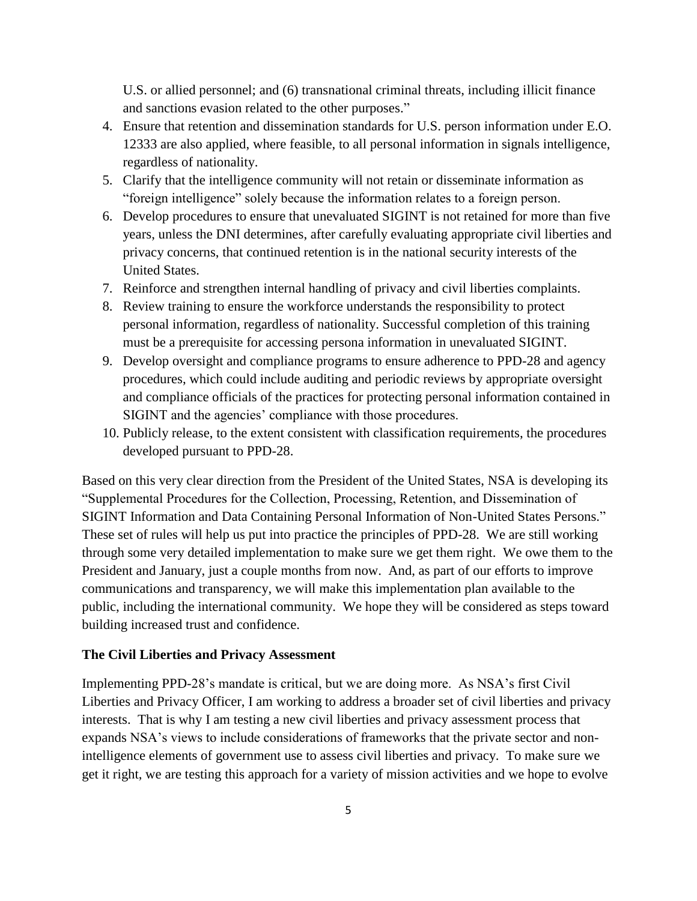U.S. or allied personnel; and (6) transnational criminal threats, including illicit finance and sanctions evasion related to the other purposes."

4. Ensure that retention and dissemination standards for U.S. person information under E.O. 12333 are also applied, where feasible, to all personal information in signals intelligence, regardless of nationality.
5. Clarify that the intelligence community will not retain or disseminate information as "foreign intelligence" solely because the information relates to a foreign person.
6. Develop procedures to ensure that unevaluated SIGINT is not retained for more than five years, unless the DNI determines, after carefully evaluating appropriate civil liberties and privacy concerns, that continued retention is in the national security interests of the United States.
7. Reinforce and strengthen internal handling of privacy and civil liberties complaints.
8. Review training to ensure the workforce understands the responsibility to protect personal information, regardless of nationality. Successful completion of this training must be a prerequisite for accessing persona information in unevaluated SIGINT.
9. Develop oversight and compliance programs to ensure adherence to PPD-28 and agency procedures, which could include auditing and periodic reviews by appropriate oversight and compliance officials of the practices for protecting personal information contained in SIGINT and the agencies' compliance with those procedures.
10. Publicly release, to the extent consistent with classification requirements, the procedures developed pursuant to PPD-28.

Based on this very clear direction from the President of the United States, NSA is developing its "Supplemental Procedures for the Collection, Processing, Retention, and Dissemination of SIGINT Information and Data Containing Personal Information of Non-United States Persons." These set of rules will help us put into practice the principles of PPD-28. We are still working through some very detailed implementation to make sure we get them right. We owe them to the President and January, just a couple months from now. And, as part of our efforts to improve communications and transparency, we will make this implementation plan available to the public, including the international community. We hope they will be considered as steps toward building increased trust and confidence.

**The Civil Liberties and Privacy Assessment**

Implementing PPD-28's mandate is critical, but we are doing more. As NSA's first Civil Liberties and Privacy Officer, I am working to address a broader set of civil liberties and privacy interests. That is why I am testing a new civil liberties and privacy assessment process that expands NSA's views to include considerations of frameworks that the private sector and non-intelligence elements of government use to assess civil liberties and privacy. To make sure we get it right, we are testing this approach for a variety of mission activities and we hope to evolve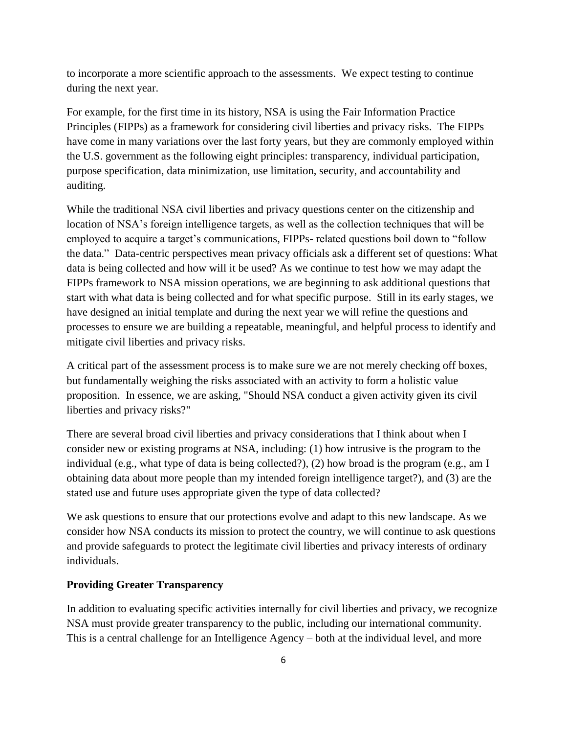to incorporate a more scientific approach to the assessments. We expect testing to continue during the next year.

For example, for the first time in its history, NSA is using the Fair Information Practice Principles (FIPPs) as a framework for considering civil liberties and privacy risks. The FIPPs have come in many variations over the last forty years, but they are commonly employed within the U.S. government as the following eight principles: transparency, individual participation, purpose specification, data minimization, use limitation, security, and accountability and auditing.

While the traditional NSA civil liberties and privacy questions center on the citizenship and location of NSA's foreign intelligence targets, as well as the collection techniques that will be employed to acquire a target's communications, FIPPs- related questions boil down to "follow the data." Data-centric perspectives mean privacy officials ask a different set of questions: What data is being collected and how will it be used? As we continue to test how we may adapt the FIPPs framework to NSA mission operations, we are beginning to ask additional questions that start with what data is being collected and for what specific purpose. Still in its early stages, we have designed an initial template and during the next year we will refine the questions and processes to ensure we are building a repeatable, meaningful, and helpful process to identify and mitigate civil liberties and privacy risks.

A critical part of the assessment process is to make sure we are not merely checking off boxes, but fundamentally weighing the risks associated with an activity to form a holistic value proposition. In essence, we are asking, "Should NSA conduct a given activity given its civil liberties and privacy risks?"

There are several broad civil liberties and privacy considerations that I think about when I consider new or existing programs at NSA, including: (1) how intrusive is the program to the individual (e.g., what type of data is being collected?), (2) how broad is the program (e.g., am I obtaining data about more people than my intended foreign intelligence target?), and (3) are the stated use and future uses appropriate given the type of data collected?

We ask questions to ensure that our protections evolve and adapt to this new landscape. As we consider how NSA conducts its mission to protect the country, we will continue to ask questions and provide safeguards to protect the legitimate civil liberties and privacy interests of ordinary individuals.

**Providing Greater Transparency**

In addition to evaluating specific activities internally for civil liberties and privacy, we recognize NSA must provide greater transparency to the public, including our international community. This is a central challenge for an Intelligence Agency – both at the individual level, and more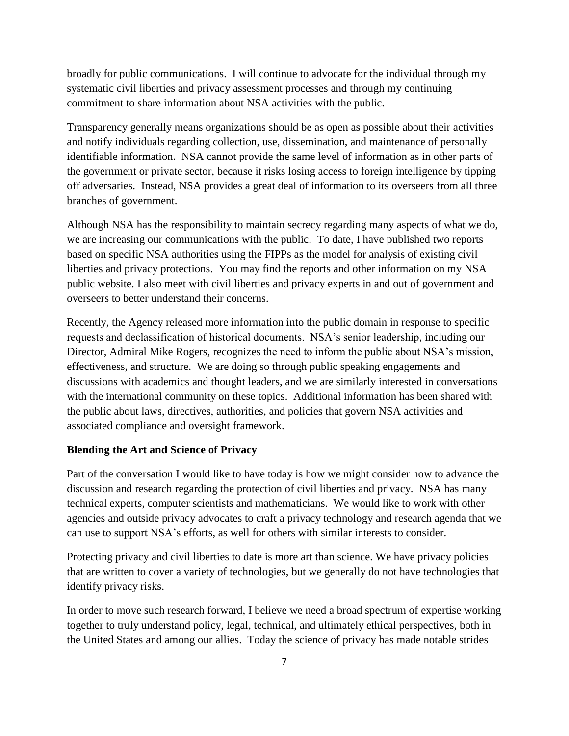broadly for public communications. I will continue to advocate for the individual through my systematic civil liberties and privacy assessment processes and through my continuing commitment to share information about NSA activities with the public.

Transparency generally means organizations should be as open as possible about their activities and notify individuals regarding collection, use, dissemination, and maintenance of personally identifiable information. NSA cannot provide the same level of information as in other parts of the government or private sector, because it risks losing access to foreign intelligence by tipping off adversaries. Instead, NSA provides a great deal of information to its overseers from all three branches of government.

Although NSA has the responsibility to maintain secrecy regarding many aspects of what we do, we are increasing our communications with the public. To date, I have published two reports based on specific NSA authorities using the FIPPs as the model for analysis of existing civil liberties and privacy protections. You may find the reports and other information on my NSA public website. I also meet with civil liberties and privacy experts in and out of government and overseers to better understand their concerns.

Recently, the Agency released more information into the public domain in response to specific requests and declassification of historical documents. NSA's senior leadership, including our Director, Admiral Mike Rogers, recognizes the need to inform the public about NSA's mission, effectiveness, and structure. We are doing so through public speaking engagements and discussions with academics and thought leaders, and we are similarly interested in conversations with the international community on these topics. Additional information has been shared with the public about laws, directives, authorities, and policies that govern NSA activities and associated compliance and oversight framework.

**Blending the Art and Science of Privacy**

Part of the conversation I would like to have today is how we might consider how to advance the discussion and research regarding the protection of civil liberties and privacy. NSA has many technical experts, computer scientists and mathematicians. We would like to work with other agencies and outside privacy advocates to craft a privacy technology and research agenda that we can use to support NSA's efforts, as well for others with similar interests to consider.

Protecting privacy and civil liberties to date is more art than science. We have privacy policies that are written to cover a variety of technologies, but we generally do not have technologies that identify privacy risks.

In order to move such research forward, I believe we need a broad spectrum of expertise working together to truly understand policy, legal, technical, and ultimately ethical perspectives, both in the United States and among our allies. Today the science of privacy has made notable strides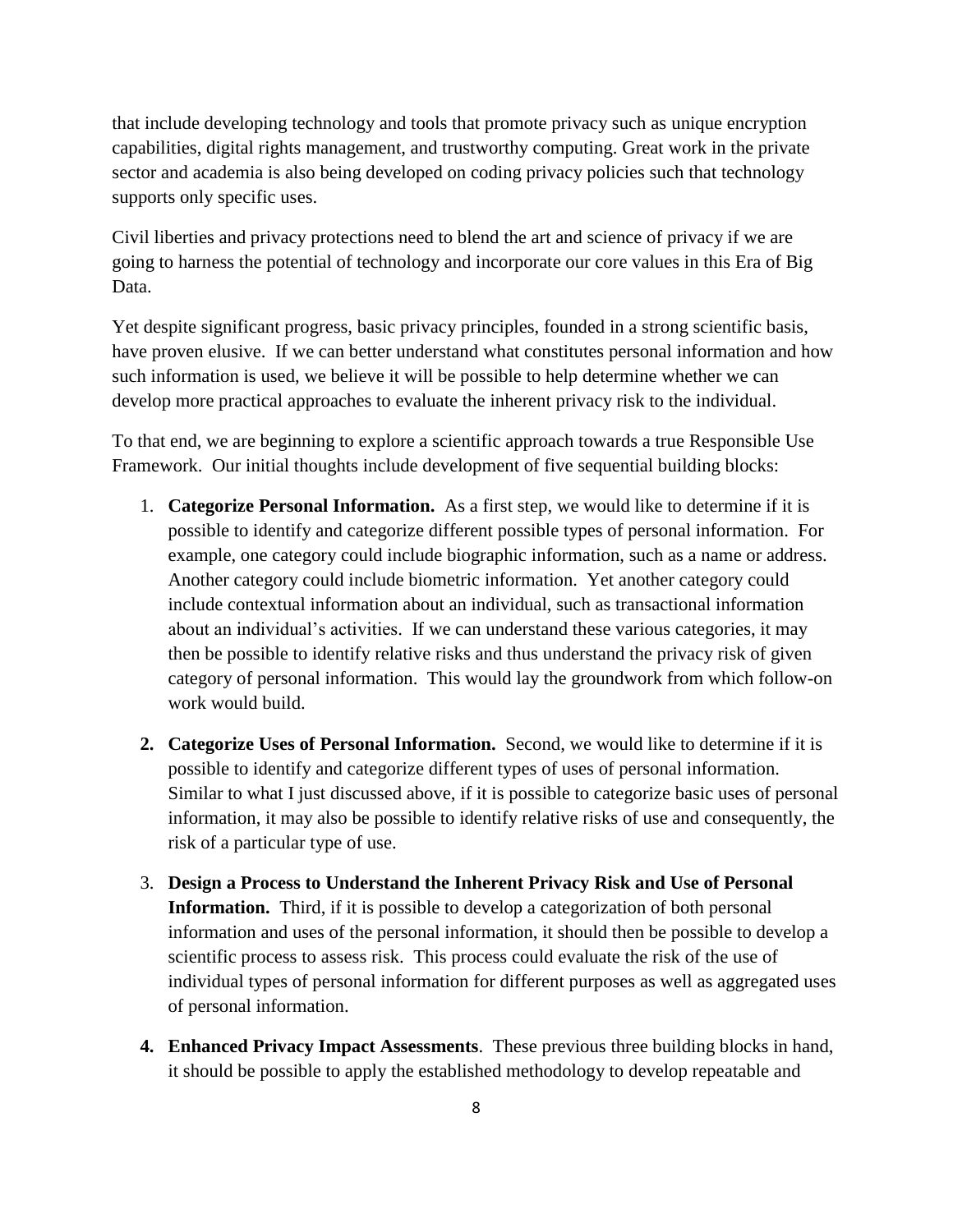that include developing technology and tools that promote privacy such as unique encryption capabilities, digital rights management, and trustworthy computing. Great work in the private sector and academia is also being developed on coding privacy policies such that technology supports only specific uses.

Civil liberties and privacy protections need to blend the art and science of privacy if we are going to harness the potential of technology and incorporate our core values in this Era of Big Data.

Yet despite significant progress, basic privacy principles, founded in a strong scientific basis, have proven elusive. If we can better understand what constitutes personal information and how such information is used, we believe it will be possible to help determine whether we can develop more practical approaches to evaluate the inherent privacy risk to the individual.

To that end, we are beginning to explore a scientific approach towards a true Responsible Use Framework. Our initial thoughts include development of five sequential building blocks:

1. **Categorize Personal Information.** As a first step, we would like to determine if it is possible to identify and categorize different possible types of personal information. For example, one category could include biographic information, such as a name or address. Another category could include biometric information. Yet another category could include contextual information about an individual, such as transactional information about an individual's activities. If we can understand these various categories, it may then be possible to identify relative risks and thus understand the privacy risk of given category of personal information. This would lay the groundwork from which follow-on work would build.

2. **Categorize Uses of Personal Information.** Second, we would like to determine if it is possible to identify and categorize different types of uses of personal information. Similar to what I just discussed above, if it is possible to categorize basic uses of personal information, it may also be possible to identify relative risks of use and consequently, the risk of a particular type of use.

3. **Design a Process to Understand the Inherent Privacy Risk and Use of Personal Information.** Third, if it is possible to develop a categorization of both personal information and uses of the personal information, it should then be possible to develop a scientific process to assess risk. This process could evaluate the risk of the use of individual types of personal information for different purposes as well as aggregated uses of personal information.

4. **Enhanced Privacy Impact Assessments**. These previous three building blocks in hand, it should be possible to apply the established methodology to develop repeatable and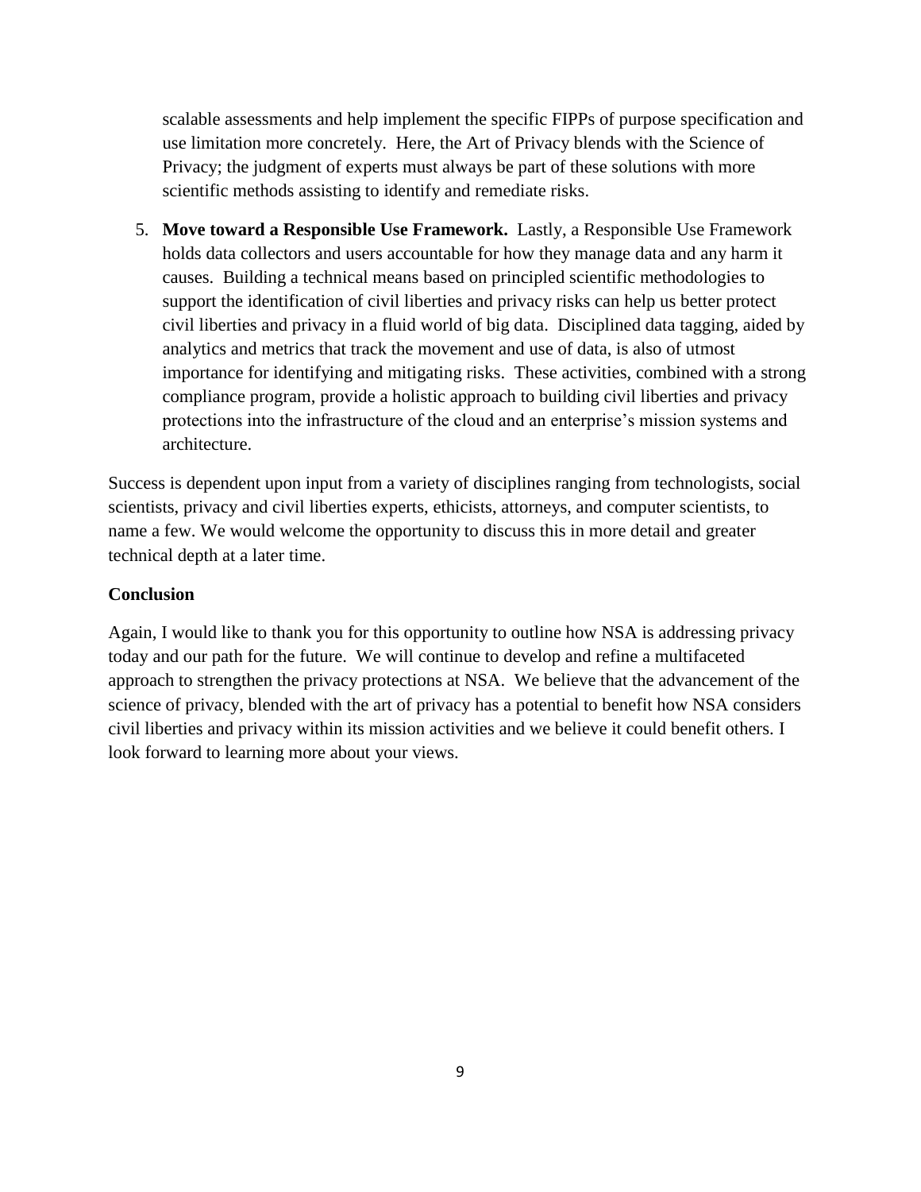scalable assessments and help implement the specific FIPPs of purpose specification and use limitation more concretely. Here, the Art of Privacy blends with the Science of Privacy; the judgment of experts must always be part of these solutions with more scientific methods assisting to identify and remediate risks.

5. **Move toward a Responsible Use Framework.** Lastly, a Responsible Use Framework holds data collectors and users accountable for how they manage data and any harm it causes. Building a technical means based on principled scientific methodologies to support the identification of civil liberties and privacy risks can help us better protect civil liberties and privacy in a fluid world of big data. Disciplined data tagging, aided by analytics and metrics that track the movement and use of data, is also of utmost importance for identifying and mitigating risks. These activities, combined with a strong compliance program, provide a holistic approach to building civil liberties and privacy protections into the infrastructure of the cloud and an enterprise's mission systems and architecture.

Success is dependent upon input from a variety of disciplines ranging from technologists, social scientists, privacy and civil liberties experts, ethicists, attorneys, and computer scientists, to name a few. We would welcome the opportunity to discuss this in more detail and greater technical depth at a later time.

**Conclusion**

Again, I would like to thank you for this opportunity to outline how NSA is addressing privacy today and our path for the future. We will continue to develop and refine a multifaceted approach to strengthen the privacy protections at NSA. We believe that the advancement of the science of privacy, blended with the art of privacy has a potential to benefit how NSA considers civil liberties and privacy within its mission activities and we believe it could benefit others. I look forward to learning more about your views.